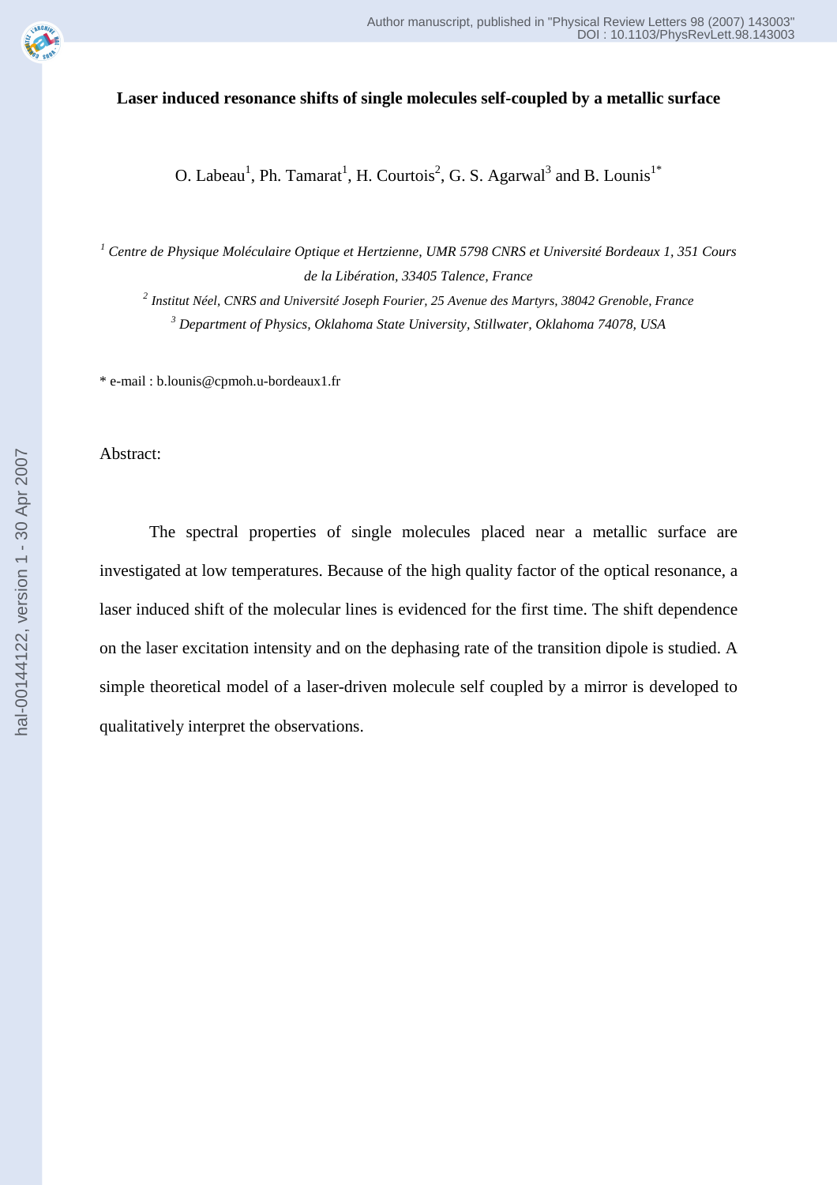# Laser induced resonance shifts of single molecules self-coupled by a metallic surface

O. Labeau[1], Ph. Tamarat[1], H. Courtois[2], G. S. Agarwal[3] and B. Lounis[1*]

[1] *Centre de Physique Moléculaire Optique et Hertzienne, UMR 5798 CNRS et Université Bordeaux 1, 351 Cours de la Libération, 33405 Talence, France*

[2] *Institut Néel, CNRS and Université Joseph Fourier, 25 Avenue des Martyrs, 38042 Grenoble, France*

[3] *Department of Physics, Oklahoma State University, Stillwater, Oklahoma 74078, USA*

* e-mail : b.lounis@cpmoh.u-bordeaux1.fr

Abstract:

The spectral properties of single molecules placed near a metallic surface are investigated at low temperatures. Because of the high quality factor of the optical resonance, a laser induced shift of the molecular lines is evidenced for the first time. The shift dependence on the laser excitation intensity and on the dephasing rate of the transition dipole is studied. A simple theoretical model of a laser-driven molecule self coupled by a mirror is developed to qualitatively interpret the observations.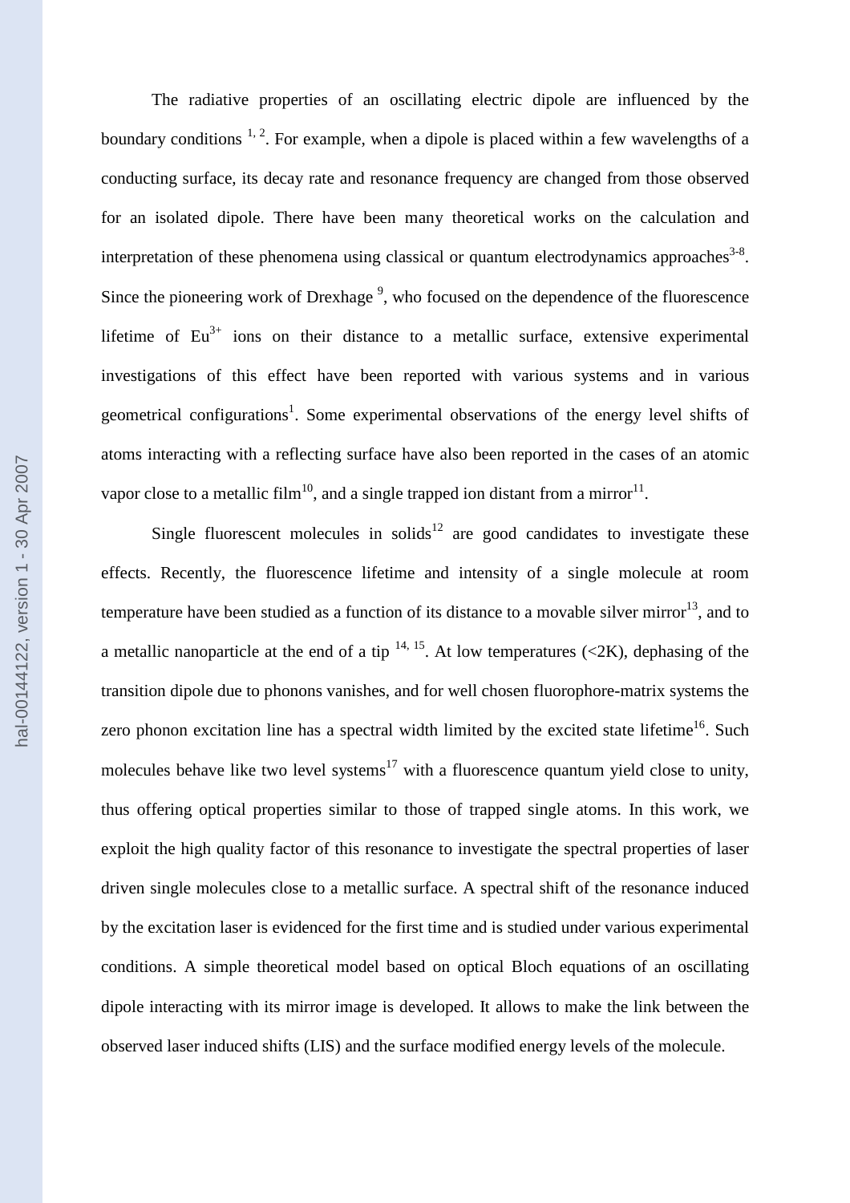The radiative properties of an oscillating electric dipole are influenced by the boundary conditions [1, 2]. For example, when a dipole is placed within a few wavelengths of a conducting surface, its decay rate and resonance frequency are changed from those observed for an isolated dipole. There have been many theoretical works on the calculation and interpretation of these phenomena using classical or quantum electrodynamics approaches[3-8]. Since the pioneering work of Drexhage [9], who focused on the dependence of the fluorescence lifetime of $Eu^{3+}$ ions on their distance to a metallic surface, extensive experimental investigations of this effect have been reported with various systems and in various geometrical configurations[1]. Some experimental observations of the energy level shifts of atoms interacting with a reflecting surface have also been reported in the cases of an atomic vapor close to a metallic film[10], and a single trapped ion distant from a mirror[11].

Single fluorescent molecules in solids[12] are good candidates to investigate these effects. Recently, the fluorescence lifetime and intensity of a single molecule at room temperature have been studied as a function of its distance to a movable silver mirror[13], and to a metallic nanoparticle at the end of a tip [14, 15]. At low temperatures (<2K), dephasing of the transition dipole due to phonons vanishes, and for well chosen fluorophore-matrix systems the zero phonon excitation line has a spectral width limited by the excited state lifetime[16]. Such molecules behave like two level systems[17] with a fluorescence quantum yield close to unity, thus offering optical properties similar to those of trapped single atoms. In this work, we exploit the high quality factor of this resonance to investigate the spectral properties of laser driven single molecules close to a metallic surface. A spectral shift of the resonance induced by the excitation laser is evidenced for the first time and is studied under various experimental conditions. A simple theoretical model based on optical Bloch equations of an oscillating dipole interacting with its mirror image is developed. It allows to make the link between the observed laser induced shifts (LIS) and the surface modified energy levels of the molecule.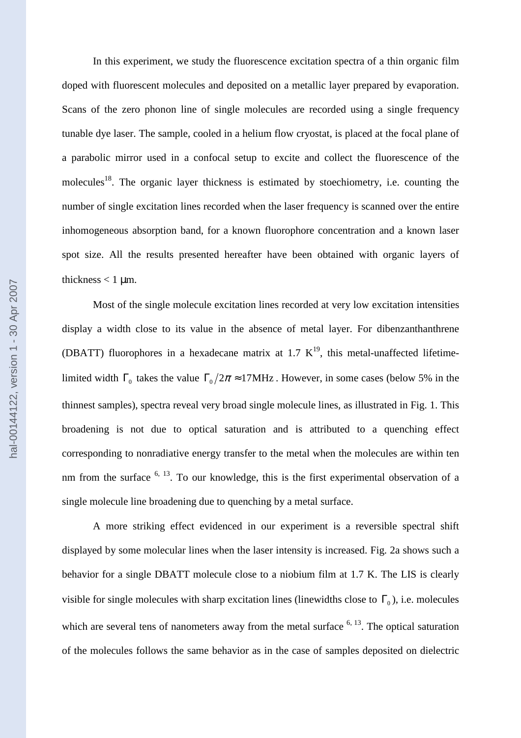In this experiment, we study the fluorescence excitation spectra of a thin organic film doped with fluorescent molecules and deposited on a metallic layer prepared by evaporation. Scans of the zero phonon line of single molecules are recorded using a single frequency tunable dye laser. The sample, cooled in a helium flow cryostat, is placed at the focal plane of a parabolic mirror used in a confocal setup to excite and collect the fluorescence of the molecules[18]. The organic layer thickness is estimated by stoechiometry, i.e. counting the number of single excitation lines recorded when the laser frequency is scanned over the entire inhomogeneous absorption band, for a known fluorophore concentration and a known laser spot size. All the results presented hereafter have been obtained with organic layers of thickness < 1 μm.

Most of the single molecule excitation lines recorded at very low excitation intensities display a width close to its value in the absence of metal layer. For dibenzanthanthrene (DBATT) fluorophores in a hexadecane matrix at 1.7 K[19], this metal-unaffected lifetime-limited width $\Gamma_0$ takes the value $\Gamma_0/2\pi \approx 17\text{MHz}$. However, in some cases (below 5% in the thinnest samples), spectra reveal very broad single molecule lines, as illustrated in Fig. 1. This broadening is not due to optical saturation and is attributed to a quenching effect corresponding to nonradiative energy transfer to the metal when the molecules are within ten nm from the surface [6, 13]. To our knowledge, this is the first experimental observation of a single molecule line broadening due to quenching by a metal surface.

A more striking effect evidenced in our experiment is a reversible spectral shift displayed by some molecular lines when the laser intensity is increased. Fig. 2a shows such a behavior for a single DBATT molecule close to a niobium film at 1.7 K. The LIS is clearly visible for single molecules with sharp excitation lines (linewidths close to $\Gamma_0$), i.e. molecules which are several tens of nanometers away from the metal surface [6, 13]. The optical saturation of the molecules follows the same behavior as in the case of samples deposited on dielectric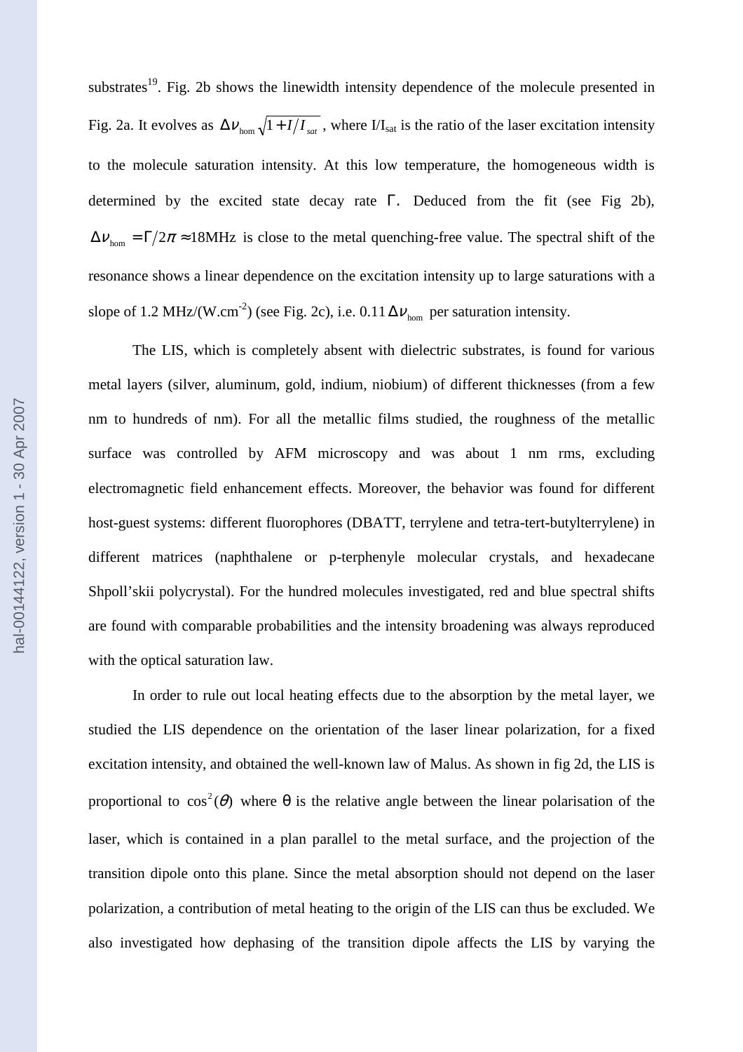substrates[19]. Fig. 2b shows the linewidth intensity dependence of the molecule presented in Fig. 2a. It evolves as $\Delta\nu_{\mathrm{hom}}\sqrt{1+I/I_{sat}}$, where $I/I_{sat}$ is the ratio of the laser excitation intensity to the molecule saturation intensity. At this low temperature, the homogeneous width is determined by the excited state decay rate $\Gamma$. Deduced from the fit (see Fig 2b), $\Delta\nu_{\mathrm{hom}} = \Gamma/2\pi \approx 18\mathrm{MHz}$ is close to the metal quenching-free value. The spectral shift of the resonance shows a linear dependence on the excitation intensity up to large saturations with a slope of 1.2 MHz/(W.cm$^{-2}$) (see Fig. 2c), i.e. $0.11\,\Delta\nu_{\mathrm{hom}}$ per saturation intensity.

The LIS, which is completely absent with dielectric substrates, is found for various metal layers (silver, aluminum, gold, indium, niobium) of different thicknesses (from a few nm to hundreds of nm). For all the metallic films studied, the roughness of the metallic surface was controlled by AFM microscopy and was about 1 nm rms, excluding electromagnetic field enhancement effects. Moreover, the behavior was found for different host-guest systems: different fluorophores (DBATT, terrylene and tetra-tert-butylterrylene) in different matrices (naphthalene or p-terphenyle molecular crystals, and hexadecane Shpoll'skii polycrystal). For the hundred molecules investigated, red and blue spectral shifts are found with comparable probabilities and the intensity broadening was always reproduced with the optical saturation law.

In order to rule out local heating effects due to the absorption by the metal layer, we studied the LIS dependence on the orientation of the laser linear polarization, for a fixed excitation intensity, and obtained the well-known law of Malus. As shown in fig 2d, the LIS is proportional to $\cos^2(\theta)$ where $\theta$ is the relative angle between the linear polarisation of the laser, which is contained in a plan parallel to the metal surface, and the projection of the transition dipole onto this plane. Since the metal absorption should not depend on the laser polarization, a contribution of metal heating to the origin of the LIS can thus be excluded. We also investigated how dephasing of the transition dipole affects the LIS by varying the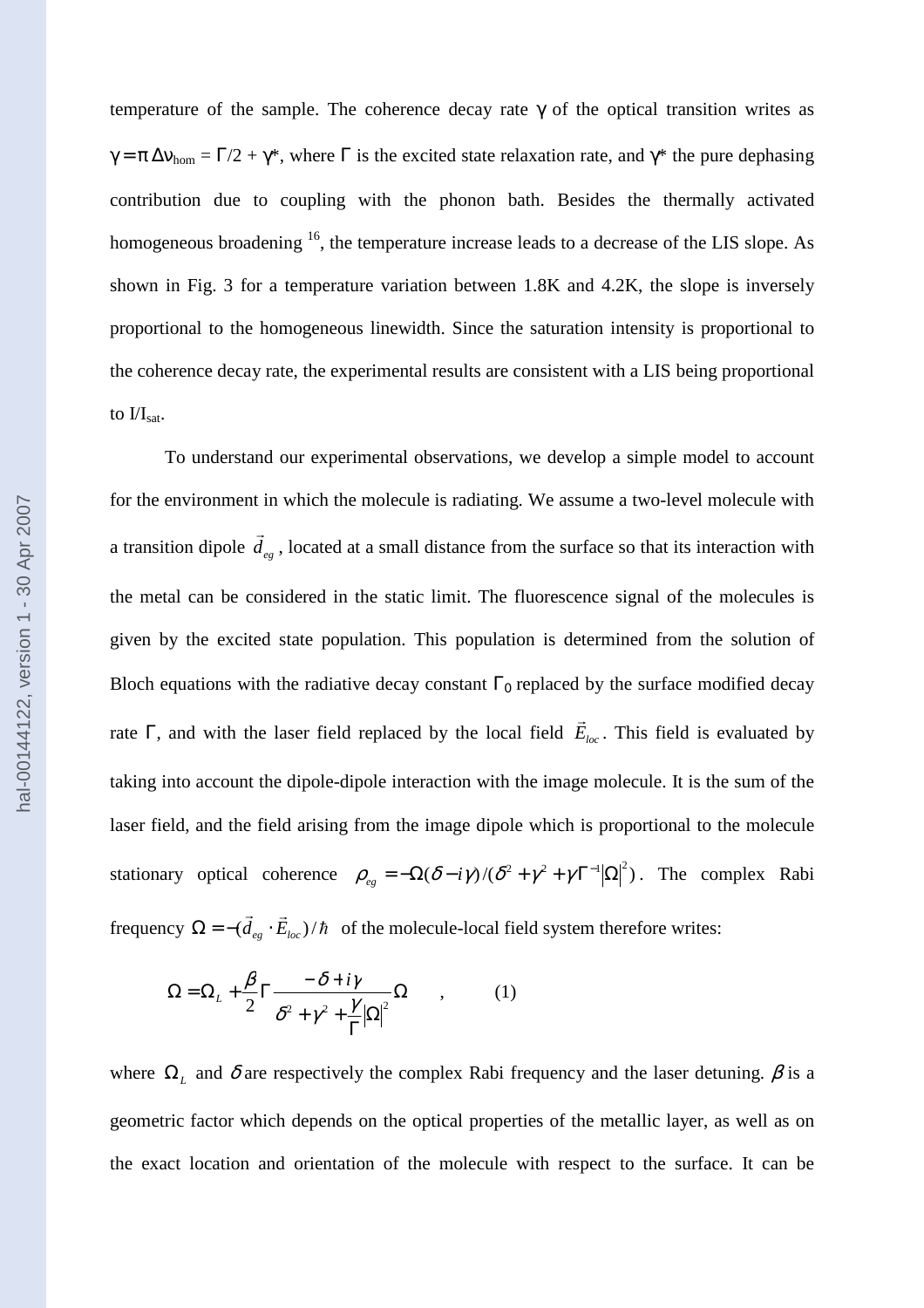temperature of the sample. The coherence decay rate $\gamma$ of the optical transition writes as $\gamma = \pi\,\Delta\nu_{hom} = \Gamma/2 + \gamma^*$, where $\Gamma$ is the excited state relaxation rate, and $\gamma^*$ the pure dephasing contribution due to coupling with the phonon bath. Besides the thermally activated homogeneous broadening [16], the temperature increase leads to a decrease of the LIS slope. As shown in Fig. 3 for a temperature variation between 1.8K and 4.2K, the slope is inversely proportional to the homogeneous linewidth. Since the saturation intensity is proportional to the coherence decay rate, the experimental results are consistent with a LIS being proportional to $I/I_{sat}$.

To understand our experimental observations, we develop a simple model to account for the environment in which the molecule is radiating. We assume a two-level molecule with a transition dipole $\vec{d}_{eg}$, located at a small distance from the surface so that its interaction with the metal can be considered in the static limit. The fluorescence signal of the molecules is given by the excited state population. This population is determined from the solution of Bloch equations with the radiative decay constant $\Gamma_0$ replaced by the surface modified decay rate $\Gamma$, and with the laser field replaced by the local field $\vec{E}_{loc}$. This field is evaluated by taking into account the dipole-dipole interaction with the image molecule. It is the sum of the laser field, and the field arising from the image dipole which is proportional to the molecule stationary optical coherence $\rho_{eg} = -\Omega(\delta - i\gamma)/(\delta^2 + \gamma^2 + \gamma\Gamma^{-1}|\Omega|^2)$. The complex Rabi frequency $\Omega = -(\vec{d}_{eg} \cdot \vec{E}_{loc})/\hbar$ of the molecule-local field system therefore writes:

$$\Omega = \Omega_L + \frac{\beta}{2}\Gamma \frac{-\delta + i\gamma}{\delta^2 + \gamma^2 + \frac{\gamma}{\Gamma}|\Omega|^2}\Omega \quad , \qquad (1)$$

where $\Omega_L$ and $\delta$ are respectively the complex Rabi frequency and the laser detuning. $\beta$ is a geometric factor which depends on the optical properties of the metallic layer, as well as on the exact location and orientation of the molecule with respect to the surface. It can be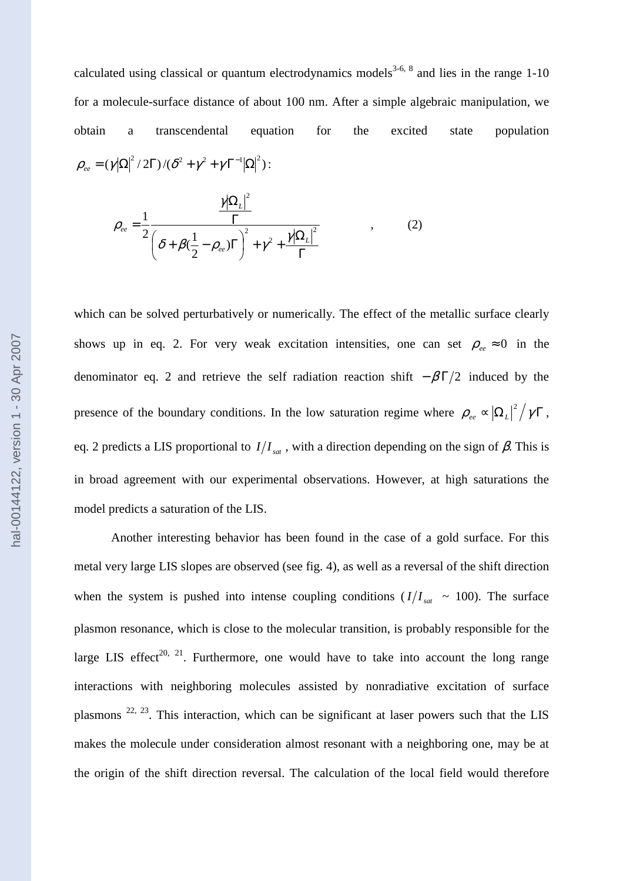calculated using classical or quantum electrodynamics models[3-6, 8] and lies in the range 1-10 for a molecule-surface distance of about 100 nm. After a simple algebraic manipulation, we obtain a transcendental equation for the excited state population $\rho_{ee} = (\gamma|\Omega|^2 / 2\Gamma)/(\delta^2 + \gamma^2 + \gamma\Gamma^{-1}|\Omega|^2)$:

$$\rho_{ee} = \frac{1}{2} \frac{\dfrac{\gamma|\Omega_L|^2}{\Gamma}}{\left(\delta + \beta(\dfrac{1}{2} - \rho_{ee})\Gamma\right)^2 + \gamma^2 + \dfrac{\gamma|\Omega_L|^2}{\Gamma}} \quad , \qquad (2)$$

which can be solved perturbatively or numerically. The effect of the metallic surface clearly shows up in eq. 2. For very weak excitation intensities, one can set $\rho_{ee} \approx 0$ in the denominator eq. 2 and retrieve the self radiation reaction shift $-\beta\Gamma/2$ induced by the presence of the boundary conditions. In the low saturation regime where $\rho_{ee} \propto |\Omega_L|^2 / \gamma\Gamma$, eq. 2 predicts a LIS proportional to $I/I_{sat}$, with a direction depending on the sign of $\beta$. This is in broad agreement with our experimental observations. However, at high saturations the model predicts a saturation of the LIS.

Another interesting behavior has been found in the case of a gold surface. For this metal very large LIS slopes are observed (see fig. 4), as well as a reversal of the shift direction when the system is pushed into intense coupling conditions ($I/I_{sat}$ ~ 100). The surface plasmon resonance, which is close to the molecular transition, is probably responsible for the large LIS effect[20, 21]. Furthermore, one would have to take into account the long range interactions with neighboring molecules assisted by nonradiative excitation of surface plasmons [22, 23]. This interaction, which can be significant at laser powers such that the LIS makes the molecule under consideration almost resonant with a neighboring one, may be at the origin of the shift direction reversal. The calculation of the local field would therefore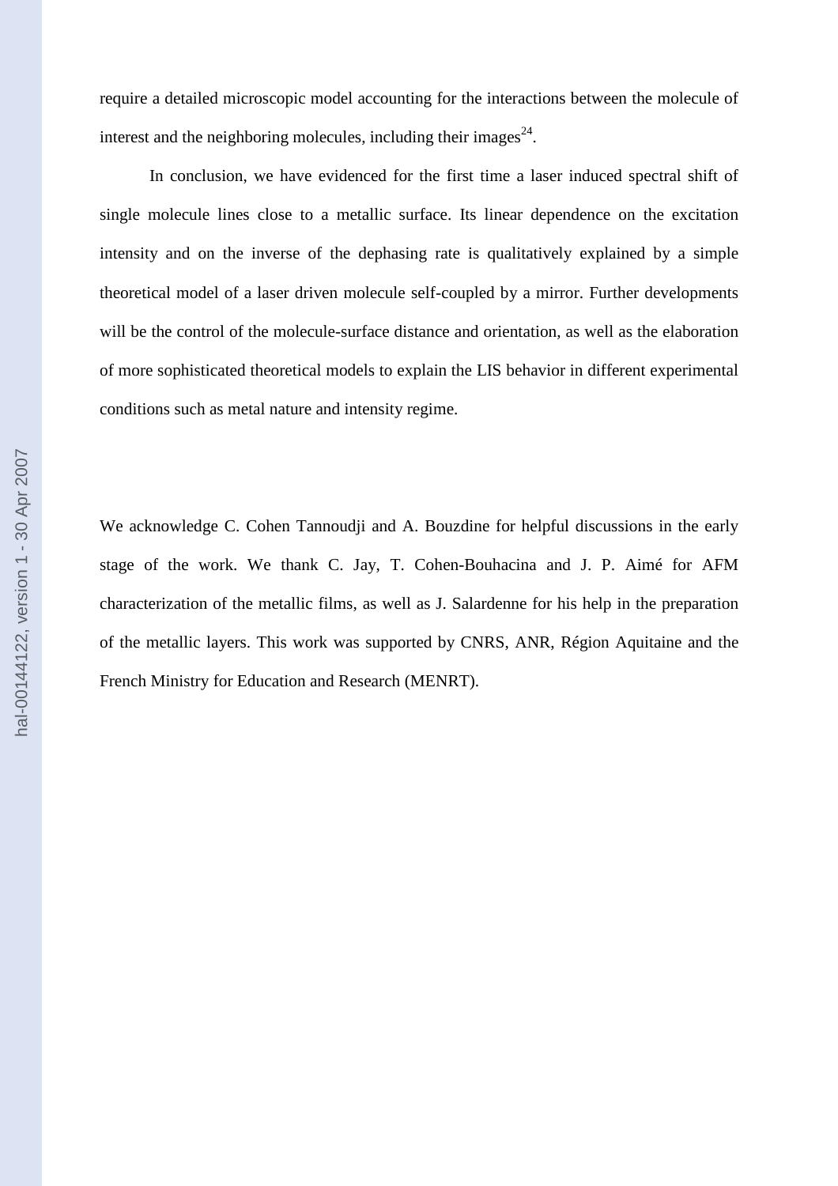require a detailed microscopic model accounting for the interactions between the molecule of interest and the neighboring molecules, including their images[24].

In conclusion, we have evidenced for the first time a laser induced spectral shift of single molecule lines close to a metallic surface. Its linear dependence on the excitation intensity and on the inverse of the dephasing rate is qualitatively explained by a simple theoretical model of a laser driven molecule self-coupled by a mirror. Further developments will be the control of the molecule-surface distance and orientation, as well as the elaboration of more sophisticated theoretical models to explain the LIS behavior in different experimental conditions such as metal nature and intensity regime.

We acknowledge C. Cohen Tannoudji and A. Bouzdine for helpful discussions in the early stage of the work. We thank C. Jay, T. Cohen-Bouhacina and J. P. Aimé for AFM characterization of the metallic films, as well as J. Salardenne for his help in the preparation of the metallic layers. This work was supported by CNRS, ANR, Région Aquitaine and the French Ministry for Education and Research (MENRT).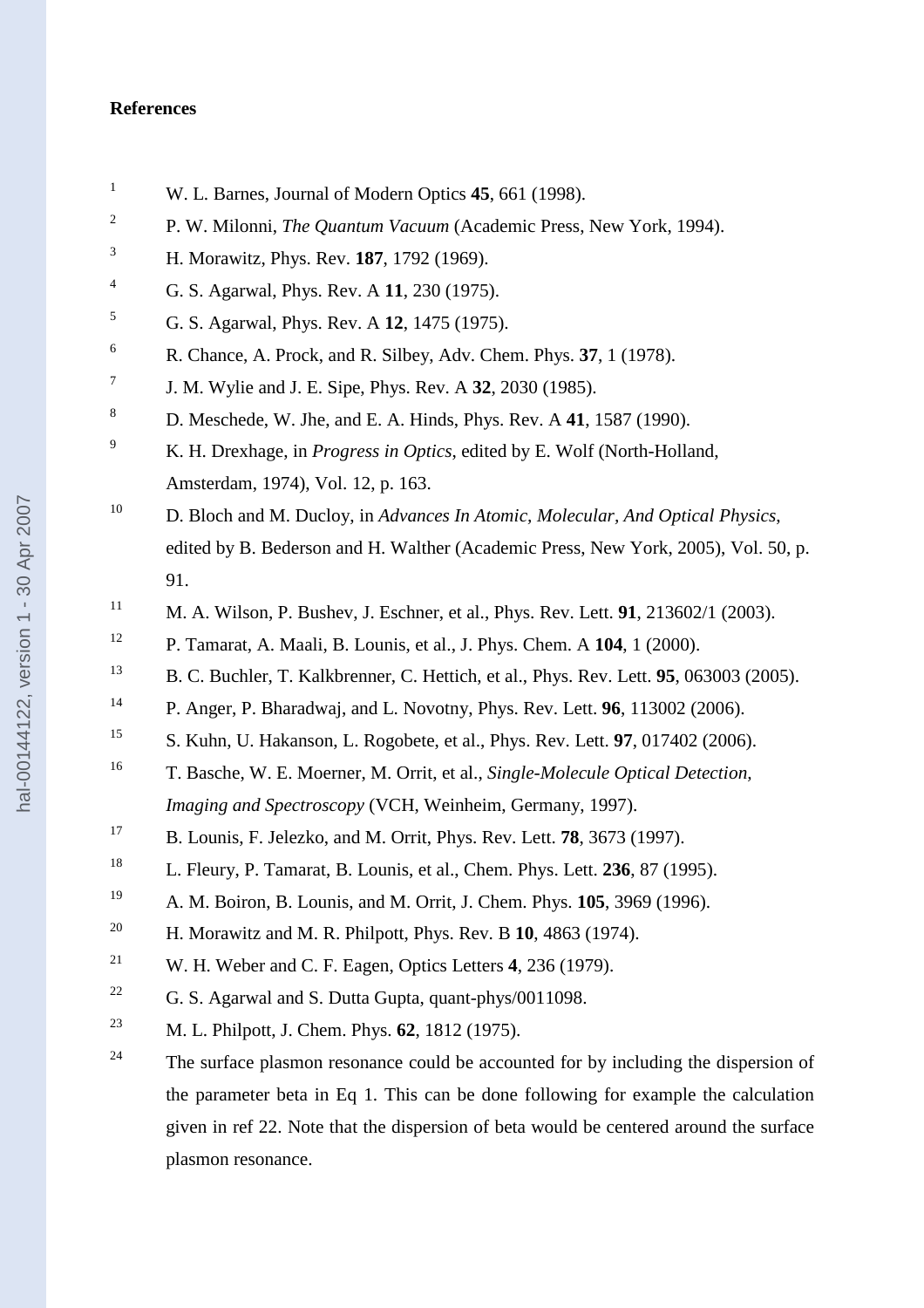**References**

[1] W. L. Barnes, Journal of Modern Optics **45**, 661 (1998).

[2] P. W. Milonni, *The Quantum Vacuum* (Academic Press, New York, 1994).

[3] H. Morawitz, Phys. Rev. **187**, 1792 (1969).

[4] G. S. Agarwal, Phys. Rev. A **11**, 230 (1975).

[5] G. S. Agarwal, Phys. Rev. A **12**, 1475 (1975).

[6] R. Chance, A. Prock, and R. Silbey, Adv. Chem. Phys. **37**, 1 (1978).

[7] J. M. Wylie and J. E. Sipe, Phys. Rev. A **32**, 2030 (1985).

[8] D. Meschede, W. Jhe, and E. A. Hinds, Phys. Rev. A **41**, 1587 (1990).

[9] K. H. Drexhage, in *Progress in Optics*, edited by E. Wolf (North-Holland, Amsterdam, 1974), Vol. 12, p. 163.

[10] D. Bloch and M. Ducloy, in *Advances In Atomic, Molecular, And Optical Physics*, edited by B. Bederson and H. Walther (Academic Press, New York, 2005), Vol. 50, p. 91.

[11] M. A. Wilson, P. Bushev, J. Eschner, et al., Phys. Rev. Lett. **91**, 213602/1 (2003).

[12] P. Tamarat, A. Maali, B. Lounis, et al., J. Phys. Chem. A **104**, 1 (2000).

[13] B. C. Buchler, T. Kalkbrenner, C. Hettich, et al., Phys. Rev. Lett. **95**, 063003 (2005).

[14] P. Anger, P. Bharadwaj, and L. Novotny, Phys. Rev. Lett. **96**, 113002 (2006).

[15] S. Kuhn, U. Hakanson, L. Rogobete, et al., Phys. Rev. Lett. **97**, 017402 (2006).

[16] T. Basche, W. E. Moerner, M. Orrit, et al., *Single-Molecule Optical Detection, Imaging and Spectroscopy* (VCH, Weinheim, Germany, 1997).

[17] B. Lounis, F. Jelezko, and M. Orrit, Phys. Rev. Lett. **78**, 3673 (1997).

[18] L. Fleury, P. Tamarat, B. Lounis, et al., Chem. Phys. Lett. **236**, 87 (1995).

[19] A. M. Boiron, B. Lounis, and M. Orrit, J. Chem. Phys. **105**, 3969 (1996).

[20] H. Morawitz and M. R. Philpott, Phys. Rev. B **10**, 4863 (1974).

[21] W. H. Weber and C. F. Eagen, Optics Letters **4**, 236 (1979).

[22] G. S. Agarwal and S. Dutta Gupta, quant-phys/0011098.

[23] M. L. Philpott, J. Chem. Phys. **62**, 1812 (1975).

[24] The surface plasmon resonance could be accounted for by including the dispersion of the parameter beta in Eq 1. This can be done following for example the calculation given in ref 22. Note that the dispersion of beta would be centered around the surface plasmon resonance.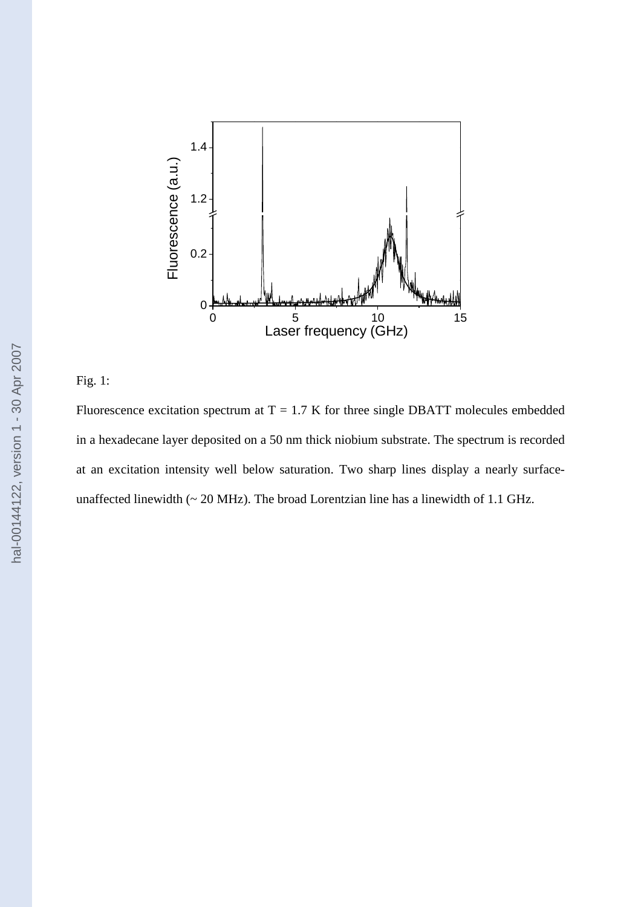Fig. 1:

Fluorescence excitation spectrum at T = 1.7 K for three single DBATT molecules embedded in a hexadecane layer deposited on a 50 nm thick niobium substrate. The spectrum is recorded at an excitation intensity well below saturation. Two sharp lines display a nearly surface-unaffected linewidth (~ 20 MHz). The broad Lorentzian line has a linewidth of 1.1 GHz.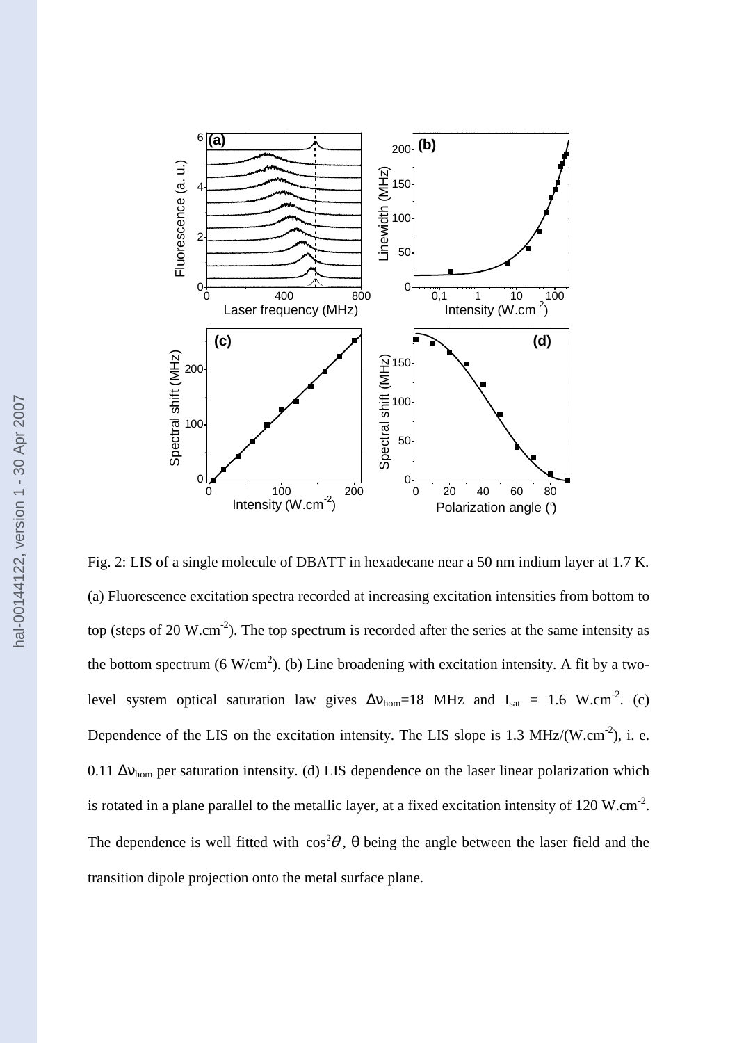Fig. 2: LIS of a single molecule of DBATT in hexadecane near a 50 nm indium layer at 1.7 K. (a) Fluorescence excitation spectra recorded at increasing excitation intensities from bottom to top (steps of 20 $W.cm^{-2}$). The top spectrum is recorded after the series at the same intensity as the bottom spectrum (6 $W/cm^2$). (b) Line broadening with excitation intensity. A fit by a two-level system optical saturation law gives $\Delta\nu_{hom}$=18 MHz and $I_{sat}$ = 1.6 $W.cm^{-2}$. (c) Dependence of the LIS on the excitation intensity. The LIS slope is 1.3 MHz/($W.cm^{-2}$), i. e. 0.11 $\Delta\nu_{hom}$ per saturation intensity. (d) LIS dependence on the laser linear polarization which is rotated in a plane parallel to the metallic layer, at a fixed excitation intensity of 120 $W.cm^{-2}$. The dependence is well fitted with $\cos^2\theta$, $\theta$ being the angle between the laser field and the transition dipole projection onto the metal surface plane.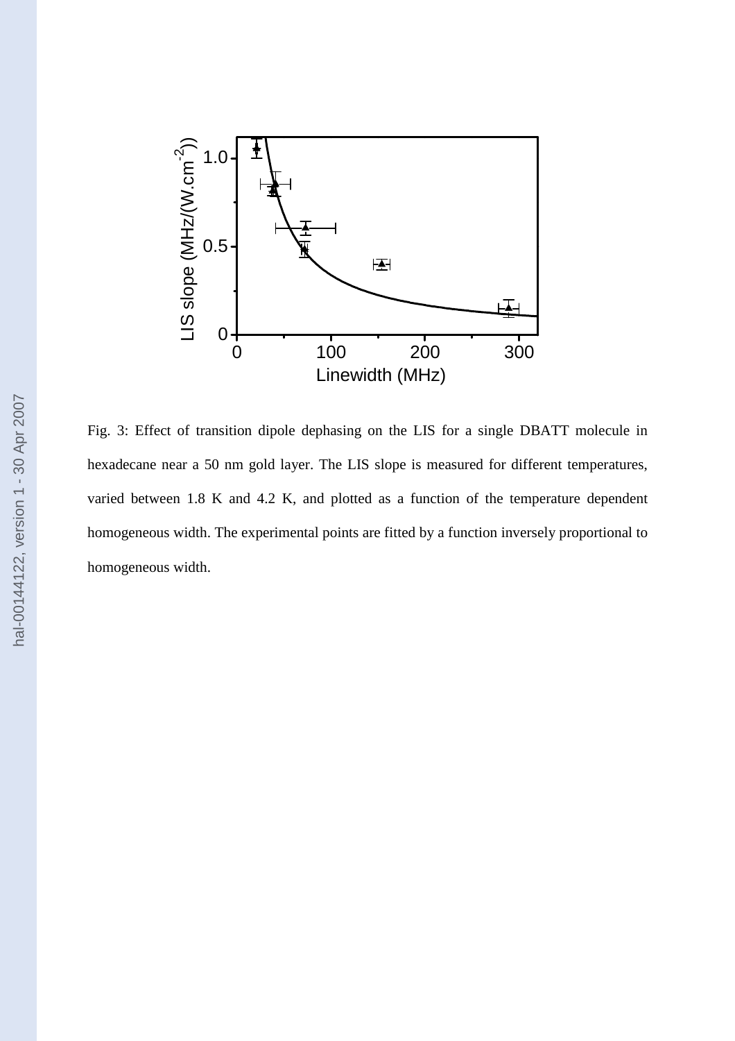Fig. 3: Effect of transition dipole dephasing on the LIS for a single DBATT molecule in hexadecane near a 50 nm gold layer. The LIS slope is measured for different temperatures, varied between 1.8 K and 4.2 K, and plotted as a function of the temperature dependent homogeneous width. The experimental points are fitted by a function inversely proportional to homogeneous width.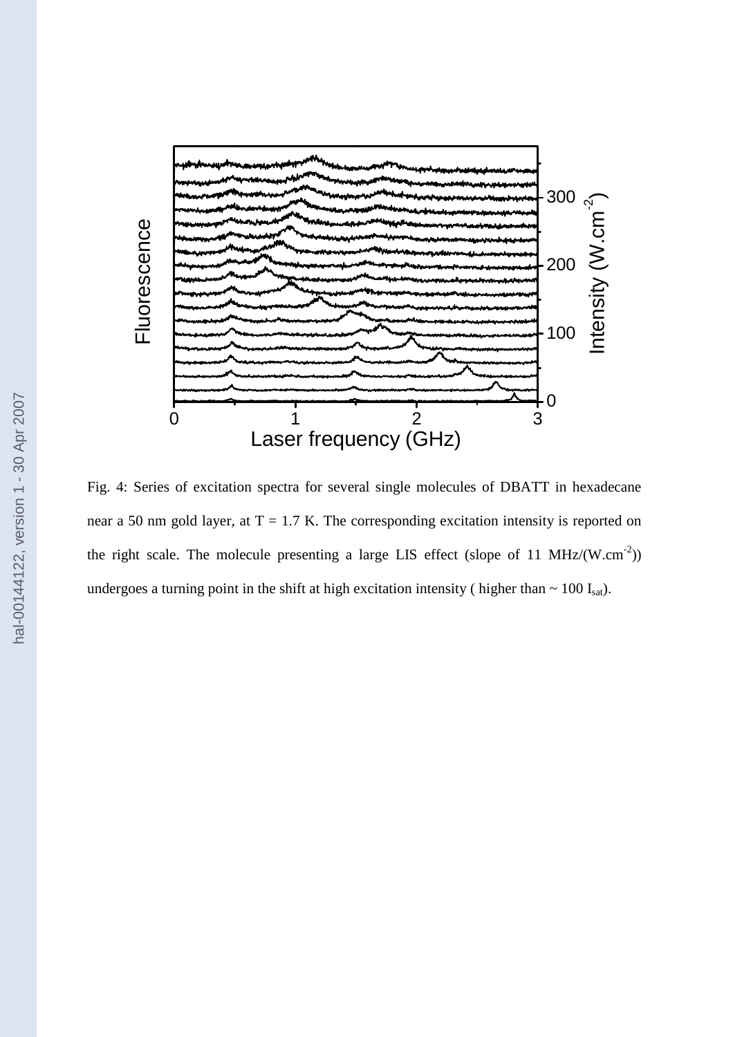Fluorescence

Intensity (W.cm$^{-2}$)

0

100

200

300

0

1

2

3

Laser frequency (GHz)

Fig. 4: Series of excitation spectra for several single molecules of DBATT in hexadecane near a 50 nm gold layer, at T = 1.7 K. The corresponding excitation intensity is reported on the right scale. The molecule presenting a large LIS effect (slope of 11 MHz/(W.cm$^{-2}$)) undergoes a turning point in the shift at high excitation intensity ( higher than ~ 100 $I_{sat}$).